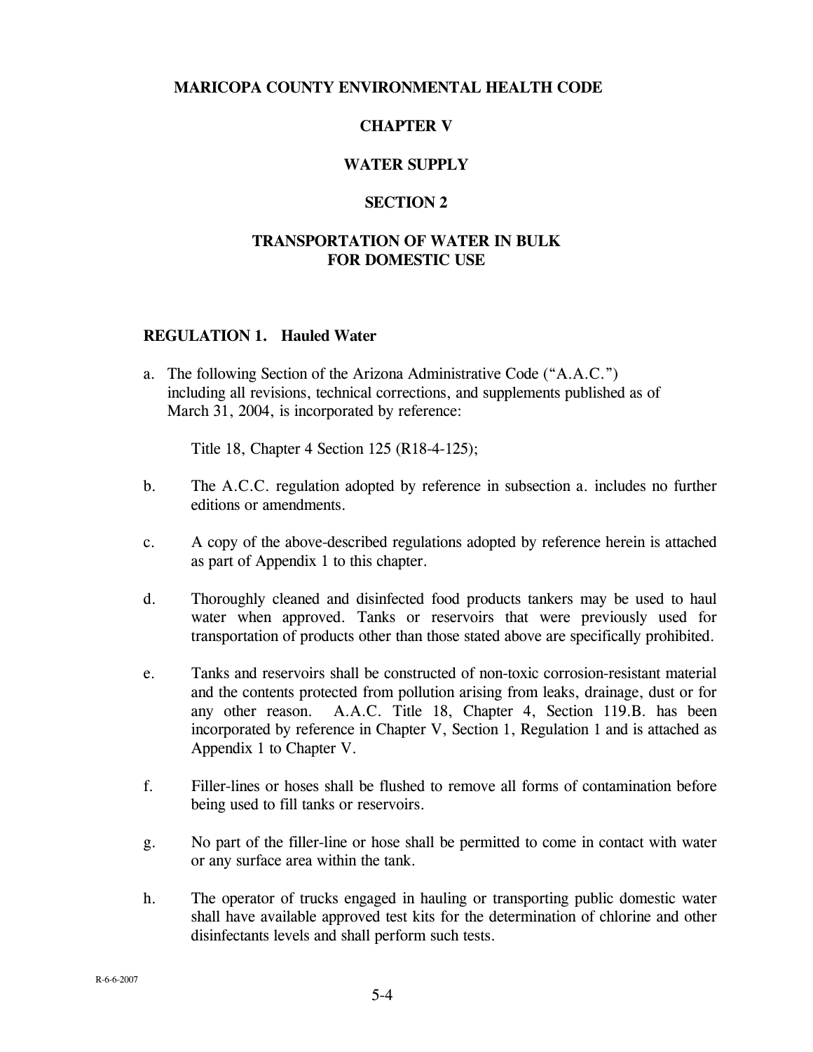# MARICOPA COUNTY ENVIRONMENTAL HEALTH CODE

# CHAPTER V

# WATER SUPPLY

## SECTION 2

## TRANSPORTATION OF WATER IN BULK FOR DOMESTIC USE

### REGULATION 1. Hauled Water

a. The following Section of the Arizona Administrative Code ("A.A.C.") including all revisions, technical corrections, and supplements published as of March 31, 2004, is incorporated by reference:

   Title 18, Chapter 4 Section 125 (R18-4-125);

b. The A.C.C. regulation adopted by reference in subsection a. includes no further editions or amendments.

c. A copy of the above-described regulations adopted by reference herein is attached as part of Appendix 1 to this chapter.

d. Thoroughly cleaned and disinfected food products tankers may be used to haul water when approved. Tanks or reservoirs that were previously used for transportation of products other than those stated above are specifically prohibited.

e. Tanks and reservoirs shall be constructed of non-toxic corrosion-resistant material and the contents protected from pollution arising from leaks, drainage, dust or for any other reason. A.A.C. Title 18, Chapter 4, Section 119.B. has been incorporated by reference in Chapter V, Section 1, Regulation 1 and is attached as Appendix 1 to Chapter V.

f. Filler-lines or hoses shall be flushed to remove all forms of contamination before being used to fill tanks or reservoirs.

g. No part of the filler-line or hose shall be permitted to come in contact with water or any surface area within the tank.

h. The operator of trucks engaged in hauling or transporting public domestic water shall have available approved test kits for the determination of chlorine and other disinfectants levels and shall perform such tests.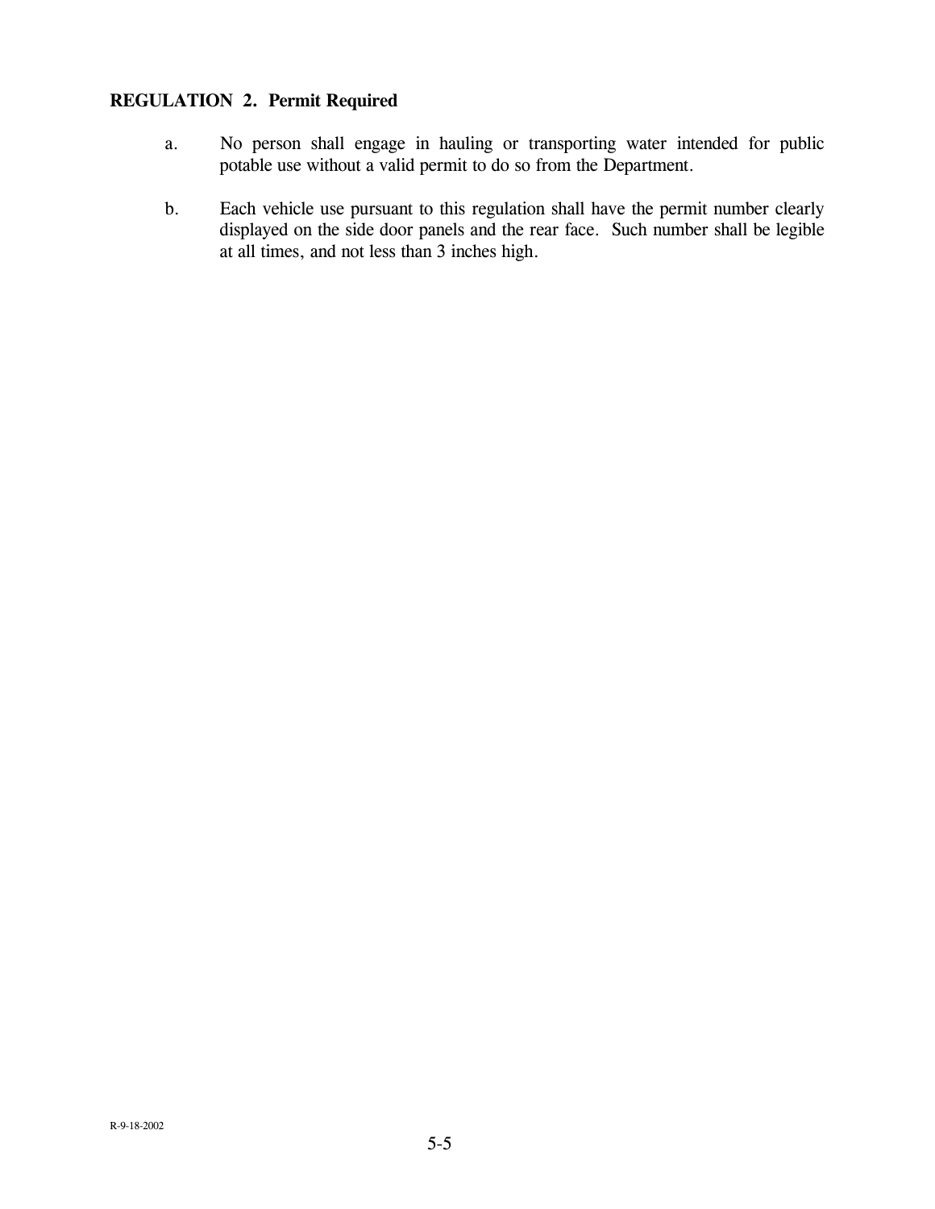**REGULATION 2. Permit Required**

a. No person shall engage in hauling or transporting water intended for public potable use without a valid permit to do so from the Department.

b. Each vehicle use pursuant to this regulation shall have the permit number clearly displayed on the side door panels and the rear face. Such number shall be legible at all times, and not less than 3 inches high.

R-9-18-2002